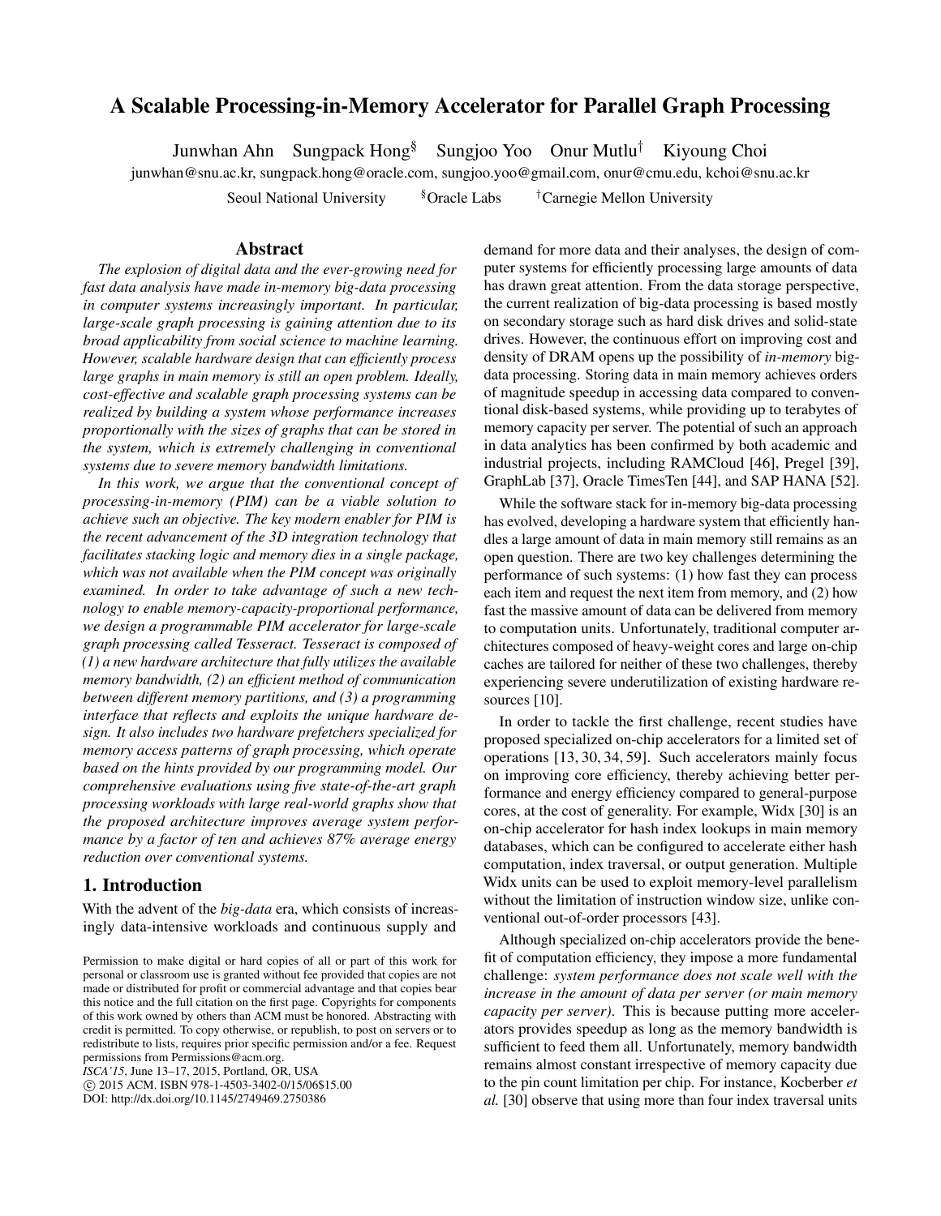# A Scalable Processing-in-Memory Accelerator for Parallel Graph Processing

Junwhan Ahn  Sungpack Hong[§]  Sungjoo Yoo  Onur Mutlu[†]  Kiyoung Choi

junwhan@snu.ac.kr, sungpack.hong@oracle.com, sungjoo.yoo@gmail.com, onur@cmu.edu, kchoi@snu.ac.kr

Seoul National University  [§]Oracle Labs  [†]Carnegie Mellon University

## Abstract

*The explosion of digital data and the ever-growing need for fast data analysis have made in-memory big-data processing in computer systems increasingly important. In particular, large-scale graph processing is gaining attention due to its broad applicability from social science to machine learning. However, scalable hardware design that can efficiently process large graphs in main memory is still an open problem. Ideally, cost-effective and scalable graph processing systems can be realized by building a system whose performance increases proportionally with the sizes of graphs that can be stored in the system, which is extremely challenging in conventional systems due to severe memory bandwidth limitations.*

*In this work, we argue that the conventional concept of processing-in-memory (PIM) can be a viable solution to achieve such an objective. The key modern enabler for PIM is the recent advancement of the 3D integration technology that facilitates stacking logic and memory dies in a single package, which was not available when the PIM concept was originally examined. In order to take advantage of such a new technology to enable memory-capacity-proportional performance, we design a programmable PIM accelerator for large-scale graph processing called Tesseract. Tesseract is composed of (1) a new hardware architecture that fully utilizes the available memory bandwidth, (2) an efficient method of communication between different memory partitions, and (3) a programming interface that reflects and exploits the unique hardware design. It also includes two hardware prefetchers specialized for memory access patterns of graph processing, which operate based on the hints provided by our programming model. Our comprehensive evaluations using five state-of-the-art graph processing workloads with large real-world graphs show that the proposed architecture improves average system performance by a factor of ten and achieves 87% average energy reduction over conventional systems.*

## 1. Introduction

With the advent of the *big-data* era, which consists of increasingly data-intensive workloads and continuous supply and demand for more data and their analyses, the design of computer systems for efficiently processing large amounts of data has drawn great attention. From the data storage perspective, the current realization of big-data processing is based mostly on secondary storage such as hard disk drives and solid-state drives. However, the continuous effort on improving cost and density of DRAM opens up the possibility of *in-memory* big-data processing. Storing data in main memory achieves orders of magnitude speedup in accessing data compared to conventional disk-based systems, while providing up to terabytes of memory capacity per server. The potential of such an approach in data analytics has been confirmed by both academic and industrial projects, including RAMCloud [46], Pregel [39], GraphLab [37], Oracle TimesTen [44], and SAP HANA [52].

While the software stack for in-memory big-data processing has evolved, developing a hardware system that efficiently handles a large amount of data in main memory still remains as an open question. There are two key challenges determining the performance of such systems: (1) how fast they can process each item and request the next item from memory, and (2) how fast the massive amount of data can be delivered from memory to computation units. Unfortunately, traditional computer architectures composed of heavy-weight cores and large on-chip caches are tailored for neither of these two challenges, thereby experiencing severe underutilization of existing hardware resources [10].

In order to tackle the first challenge, recent studies have proposed specialized on-chip accelerators for a limited set of operations [13, 30, 34, 59]. Such accelerators mainly focus on improving core efficiency, thereby achieving better performance and energy efficiency compared to general-purpose cores, at the cost of generality. For example, Widx [30] is an on-chip accelerator for hash index lookups in main memory databases, which can be configured to accelerate either hash computation, index traversal, or output generation. Multiple Widx units can be used to exploit memory-level parallelism without the limitation of instruction window size, unlike conventional out-of-order processors [43].

Although specialized on-chip accelerators provide the benefit of computation efficiency, they impose a more fundamental challenge: *system performance does not scale well with the increase in the amount of data per server (or main memory capacity per server).* This is because putting more accelerators provides speedup as long as the memory bandwidth is sufficient to feed them all. Unfortunately, memory bandwidth remains almost constant irrespective of memory capacity due to the pin count limitation per chip. For instance, Kocberber *et al.* [30] observe that using more than four index traversal units

Permission to make digital or hard copies of all or part of this work for personal or classroom use is granted without fee provided that copies are not made or distributed for profit or commercial advantage and that copies bear this notice and the full citation on the first page. Copyrights for components of this work owned by others than ACM must be honored. Abstracting with credit is permitted. To copy otherwise, or republish, to post on servers or to redistribute to lists, requires prior specific permission and/or a fee. Request permissions from Permissions@acm.org.
*ISCA'15*, June 13–17, 2015, Portland, OR, USA
© 2015 ACM. ISBN 978-1-4503-3402-0/15/06$15.00
DOI: http://dx.doi.org/10.1145/2749469.2750386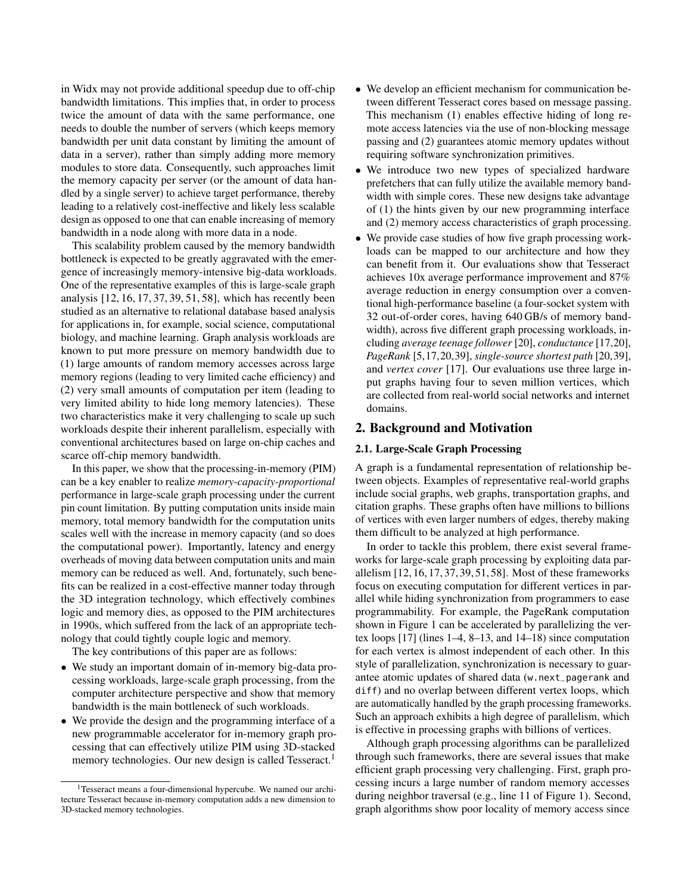in Widx may not provide additional speedup due to off-chip bandwidth limitations. This implies that, in order to process twice the amount of data with the same performance, one needs to double the number of servers (which keeps memory bandwidth per unit data constant by limiting the amount of data in a server), rather than simply adding more memory modules to store data. Consequently, such approaches limit the memory capacity per server (or the amount of data handled by a single server) to achieve target performance, thereby leading to a relatively cost-ineffective and likely less scalable design as opposed to one that can enable increasing of memory bandwidth in a node along with more data in a node.

This scalability problem caused by the memory bandwidth bottleneck is expected to be greatly aggravated with the emergence of increasingly memory-intensive big-data workloads. One of the representative examples of this is large-scale graph analysis [12, 16, 17, 37, 39, 51, 58], which has recently been studied as an alternative to relational database based analysis for applications in, for example, social science, computational biology, and machine learning. Graph analysis workloads are known to put more pressure on memory bandwidth due to (1) large amounts of random memory accesses across large memory regions (leading to very limited cache efficiency) and (2) very small amounts of computation per item (leading to very limited ability to hide long memory latencies). These two characteristics make it very challenging to scale up such workloads despite their inherent parallelism, especially with conventional architectures based on large on-chip caches and scarce off-chip memory bandwidth.

In this paper, we show that the processing-in-memory (PIM) can be a key enabler to realize *memory-capacity-proportional* performance in large-scale graph processing under the current pin count limitation. By putting computation units inside main memory, total memory bandwidth for the computation units scales well with the increase in memory capacity (and so does the computational power). Importantly, latency and energy overheads of moving data between computation units and main memory can be reduced as well. And, fortunately, such benefits can be realized in a cost-effective manner today through the 3D integration technology, which effectively combines logic and memory dies, as opposed to the PIM architectures in 1990s, which suffered from the lack of an appropriate technology that could tightly couple logic and memory.

The key contributions of this paper are as follows:

- We study an important domain of in-memory big-data processing workloads, large-scale graph processing, from the computer architecture perspective and show that memory bandwidth is the main bottleneck of such workloads.
- We provide the design and the programming interface of a new programmable accelerator for in-memory graph processing that can effectively utilize PIM using 3D-stacked memory technologies. Our new design is called Tesseract.[1]
- We develop an efficient mechanism for communication between different Tesseract cores based on message passing. This mechanism (1) enables effective hiding of long remote access latencies via the use of non-blocking message passing and (2) guarantees atomic memory updates without requiring software synchronization primitives.
- We introduce two new types of specialized hardware prefetchers that can fully utilize the available memory bandwidth with simple cores. These new designs take advantage of (1) the hints given by our new programming interface and (2) memory access characteristics of graph processing.
- We provide case studies of how five graph processing workloads can be mapped to our architecture and how they can benefit from it. Our evaluations show that Tesseract achieves 10x average performance improvement and 87% average reduction in energy consumption over a conventional high-performance baseline (a four-socket system with 32 out-of-order cores, having 640 GB/s of memory bandwidth), across five different graph processing workloads, including *average teenage follower* [20], *conductance* [17,20], *PageRank* [5,17,20,39], *single-source shortest path* [20,39], and *vertex cover* [17]. Our evaluations use three large input graphs having four to seven million vertices, which are collected from real-world social networks and internet domains.

## 2. Background and Motivation

### 2.1. Large-Scale Graph Processing

A graph is a fundamental representation of relationship between objects. Examples of representative real-world graphs include social graphs, web graphs, transportation graphs, and citation graphs. These graphs often have millions to billions of vertices with even larger numbers of edges, thereby making them difficult to be analyzed at high performance.

In order to tackle this problem, there exist several frameworks for large-scale graph processing by exploiting data parallelism [12, 16, 17, 37, 39, 51, 58]. Most of these frameworks focus on executing computation for different vertices in parallel while hiding synchronization from programmers to ease programmability. For example, the PageRank computation shown in Figure 1 can be accelerated by parallelizing the vertex loops [17] (lines 1–4, 8–13, and 14–18) since computation for each vertex is almost independent of each other. In this style of parallelization, synchronization is necessary to guarantee atomic updates of shared data (`w.next_pagerank` and `diff`) and no overlap between different vertex loops, which are automatically handled by the graph processing frameworks. Such an approach exhibits a high degree of parallelism, which is effective in processing graphs with billions of vertices.

Although graph processing algorithms can be parallelized through such frameworks, there are several issues that make efficient graph processing very challenging. First, graph processing incurs a large number of random memory accesses during neighbor traversal (e.g., line 11 of Figure 1). Second, graph algorithms show poor locality of memory access since

[1] Tesseract means a four-dimensional hypercube. We named our architecture Tesseract because in-memory computation adds a new dimension to 3D-stacked memory technologies.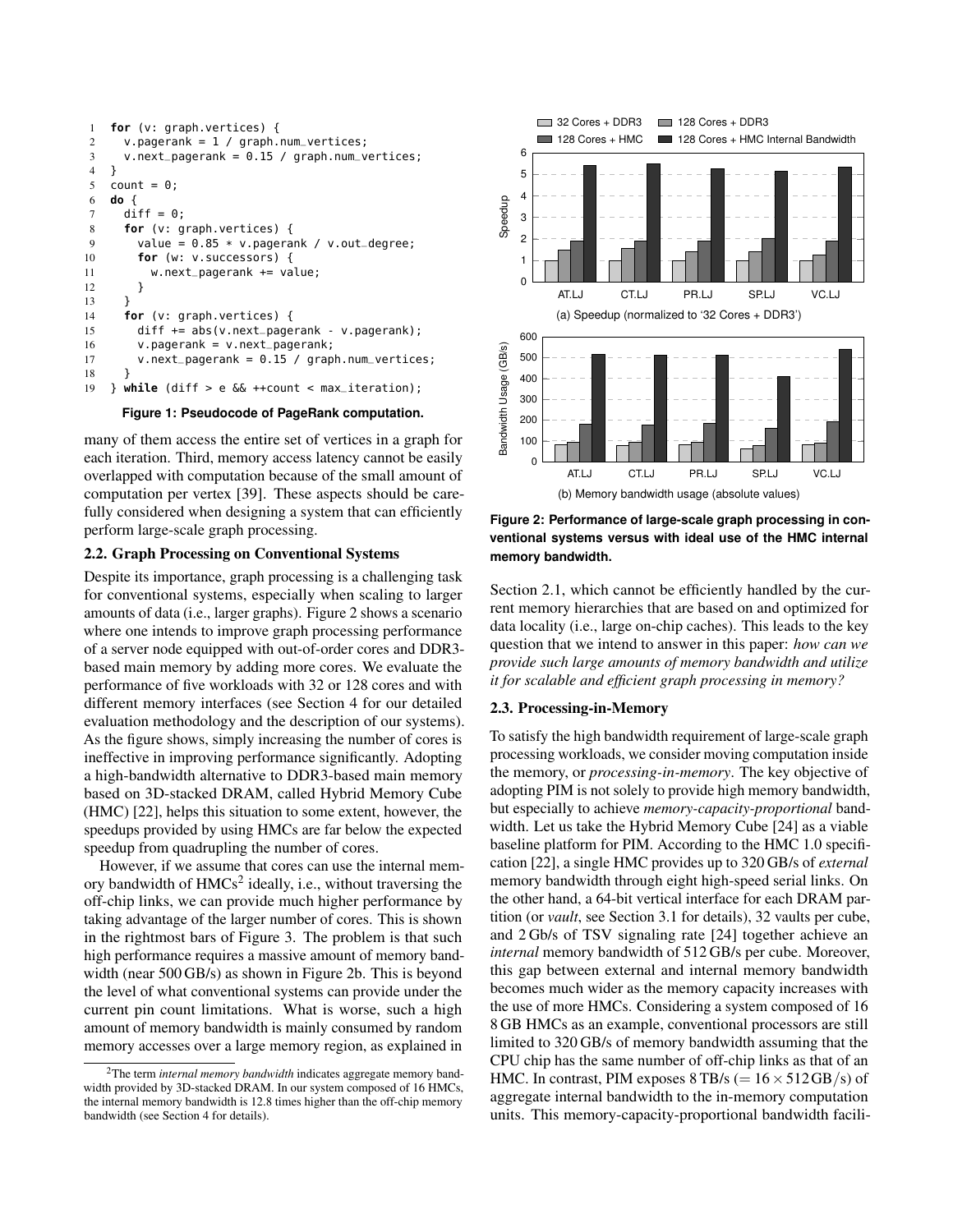```
1  for (v: graph.vertices) {
2    v.pagerank = 1 / graph.num_vertices;
3    v.next_pagerank = 0.15 / graph.num_vertices;
4  }
5  count = 0;
6  do {
7    diff = 0;
8    for (v: graph.vertices) {
9      value = 0.85 * v.pagerank / v.out_degree;
10     for (w: v.successors) {
11       w.next_pagerank += value;
12     }
13   }
14   for (v: graph.vertices) {
15     diff += abs(v.next_pagerank - v.pagerank);
16     v.pagerank = v.next_pagerank;
17     v.next_pagerank = 0.15 / graph.num_vertices;
18   }
19 } while (diff > e && ++count < max_iteration);
```

**Figure 1: Pseudocode of PageRank computation.**

many of them access the entire set of vertices in a graph for each iteration. Third, memory access latency cannot be easily overlapped with computation because of the small amount of computation per vertex [39]. These aspects should be carefully considered when designing a system that can efficiently perform large-scale graph processing.

## 2.2. Graph Processing on Conventional Systems

Despite its importance, graph processing is a challenging task for conventional systems, especially when scaling to larger amounts of data (i.e., larger graphs). Figure 2 shows a scenario where one intends to improve graph processing performance of a server node equipped with out-of-order cores and DDR3-based main memory by adding more cores. We evaluate the performance of five workloads with 32 or 128 cores and with different memory interfaces (see Section 4 for our detailed evaluation methodology and the description of our systems). As the figure shows, simply increasing the number of cores is ineffective in improving performance significantly. Adopting a high-bandwidth alternative to DDR3-based main memory based on 3D-stacked DRAM, called Hybrid Memory Cube (HMC) [22], helps this situation to some extent, however, the speedups provided by using HMCs are far below the expected speedup from quadrupling the number of cores.

However, if we assume that cores can use the internal memory bandwidth of HMCs[2] ideally, i.e., without traversing the off-chip links, we can provide much higher performance by taking advantage of the larger number of cores. This is shown in the rightmost bars of Figure 3. The problem is that such high performance requires a massive amount of memory bandwidth (near 500 GB/s) as shown in Figure 2b. This is beyond the level of what conventional systems can provide under the current pin count limitations. What is worse, such a high amount of memory bandwidth is mainly consumed by random memory accesses over a large memory region, as explained in Section 2.1, which cannot be efficiently handled by the current memory hierarchies that are based on and optimized for data locality (i.e., large on-chip caches). This leads to the key question that we intend to answer in this paper: *how can we provide such large amounts of memory bandwidth and utilize it for scalable and efficient graph processing in memory?*

[2] The term *internal memory bandwidth* indicates aggregate memory bandwidth provided by 3D-stacked DRAM. In our system composed of 16 HMCs, the internal memory bandwidth is 12.8 times higher than the off-chip memory bandwidth (see Section 4 for details).

(a) Speedup (normalized to '32 Cores + DDR3')

(b) Memory bandwidth usage (absolute values)

**Figure 2: Performance of large-scale graph processing in conventional systems versus with ideal use of the HMC internal memory bandwidth.**

## 2.3. Processing-in-Memory

To satisfy the high bandwidth requirement of large-scale graph processing workloads, we consider moving computation inside the memory, or *processing-in-memory*. The key objective of adopting PIM is not solely to provide high memory bandwidth, but especially to achieve *memory-capacity-proportional* bandwidth. Let us take the Hybrid Memory Cube [24] as a viable baseline platform for PIM. According to the HMC 1.0 specification [22], a single HMC provides up to 320 GB/s of *external* memory bandwidth through eight high-speed serial links. On the other hand, a 64-bit vertical interface for each DRAM partition (or *vault*, see Section 3.1 for details), 32 vaults per cube, and 2 Gb/s of TSV signaling rate [24] together achieve an *internal* memory bandwidth of 512 GB/s per cube. Moreover, this gap between external and internal memory bandwidth becomes much wider as the memory capacity increases with the use of more HMCs. Considering a system composed of 16 8 GB HMCs as an example, conventional processors are still limited to 320 GB/s of memory bandwidth assuming that the CPU chip has the same number of off-chip links as that of an HMC. In contrast, PIM exposes 8 TB/s ($= 16 \times 512\,\text{GB/s}$) of aggregate internal bandwidth to the in-memory computation units. This memory-capacity-proportional bandwidth facili-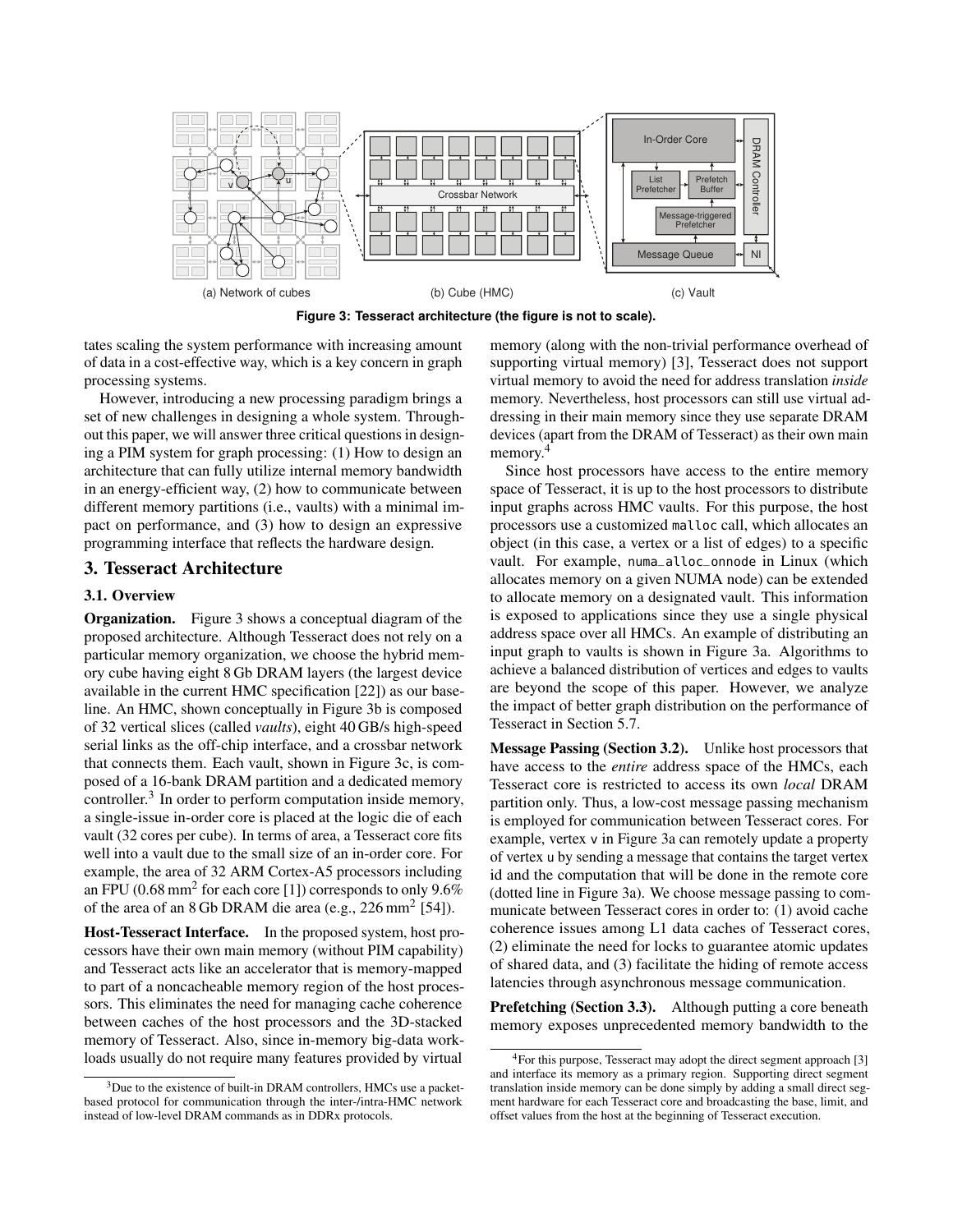(a) Network of cubes (b) Cube (HMC) (c) Vault

**Figure 3: Tesseract architecture (the figure is not to scale).**

tates scaling the system performance with increasing amount of data in a cost-effective way, which is a key concern in graph processing systems.

However, introducing a new processing paradigm brings a set of new challenges in designing a whole system. Throughout this paper, we will answer three critical questions in designing a PIM system for graph processing: (1) How to design an architecture that can fully utilize internal memory bandwidth in an energy-efficient way, (2) how to communicate between different memory partitions (i.e., vaults) with a minimal impact on performance, and (3) how to design an expressive programming interface that reflects the hardware design.

## 3. Tesseract Architecture

### 3.1. Overview

**Organization.** Figure 3 shows a conceptual diagram of the proposed architecture. Although Tesseract does not rely on a particular memory organization, we choose the hybrid memory cube having eight 8 Gb DRAM layers (the largest device available in the current HMC specification [22]) as our baseline. An HMC, shown conceptually in Figure 3b is composed of 32 vertical slices (called *vaults*), eight 40 GB/s high-speed serial links as the off-chip interface, and a crossbar network that connects them. Each vault, shown in Figure 3c, is composed of a 16-bank DRAM partition and a dedicated memory controller.[3] In order to perform computation inside memory, a single-issue in-order core is placed at the logic die of each vault (32 cores per cube). In terms of area, a Tesseract core fits well into a vault due to the small size of an in-order core. For example, the area of 32 ARM Cortex-A5 processors including an FPU (0.68 $\mathrm{mm}^2$ for each core [1]) corresponds to only 9.6% of the area of an 8 Gb DRAM die area (e.g., 226 $\mathrm{mm}^2$ [54]).

**Host-Tesseract Interface.** In the proposed system, host processors have their own main memory (without PIM capability) and Tesseract acts like an accelerator that is memory-mapped to part of a noncacheable memory region of the host processors. This eliminates the need for managing cache coherence between caches of the host processors and the 3D-stacked memory of Tesseract. Also, since in-memory big-data workloads usually do not require many features provided by virtual memory (along with the non-trivial performance overhead of supporting virtual memory) [3], Tesseract does not support virtual memory to avoid the need for address translation *inside* memory. Nevertheless, host processors can still use virtual addressing in their main memory since they use separate DRAM devices (apart from the DRAM of Tesseract) as their own main memory.[4]

Since host processors have access to the entire memory space of Tesseract, it is up to the host processors to distribute input graphs across HMC vaults. For this purpose, the host processors use a customized malloc call, which allocates an object (in this case, a vertex or a list of edges) to a specific vault. For example, numa_alloc_onnode in Linux (which allocates memory on a given NUMA node) can be extended to allocate memory on a designated vault. This information is exposed to applications since they use a single physical address space over all HMCs. An example of distributing an input graph to vaults is shown in Figure 3a. Algorithms to achieve a balanced distribution of vertices and edges to vaults are beyond the scope of this paper. However, we analyze the impact of better graph distribution on the performance of Tesseract in Section 5.7.

**Message Passing (Section 3.2).** Unlike host processors that have access to the *entire* address space of the HMCs, each Tesseract core is restricted to access its own *local* DRAM partition only. Thus, a low-cost message passing mechanism is employed for communication between Tesseract cores. For example, vertex v in Figure 3a can remotely update a property of vertex u by sending a message that contains the target vertex id and the computation that will be done in the remote core (dotted line in Figure 3a). We choose message passing to communicate between Tesseract cores in order to: (1) avoid cache coherence issues among L1 data caches of Tesseract cores, (2) eliminate the need for locks to guarantee atomic updates of shared data, and (3) facilitate the hiding of remote access latencies through asynchronous message communication.

**Prefetching (Section 3.3).** Although putting a core beneath memory exposes unprecedented memory bandwidth to the

[3] Due to the existence of built-in DRAM controllers, HMCs use a packet-based protocol for communication through the inter-/intra-HMC network instead of low-level DRAM commands as in DDRx protocols.

[4] For this purpose, Tesseract may adopt the direct segment approach [3] and interface its memory as a primary region. Supporting direct segment translation inside memory can be done simply by adding a small direct segment hardware for each Tesseract core and broadcasting the base, limit, and offset values from the host at the beginning of Tesseract execution.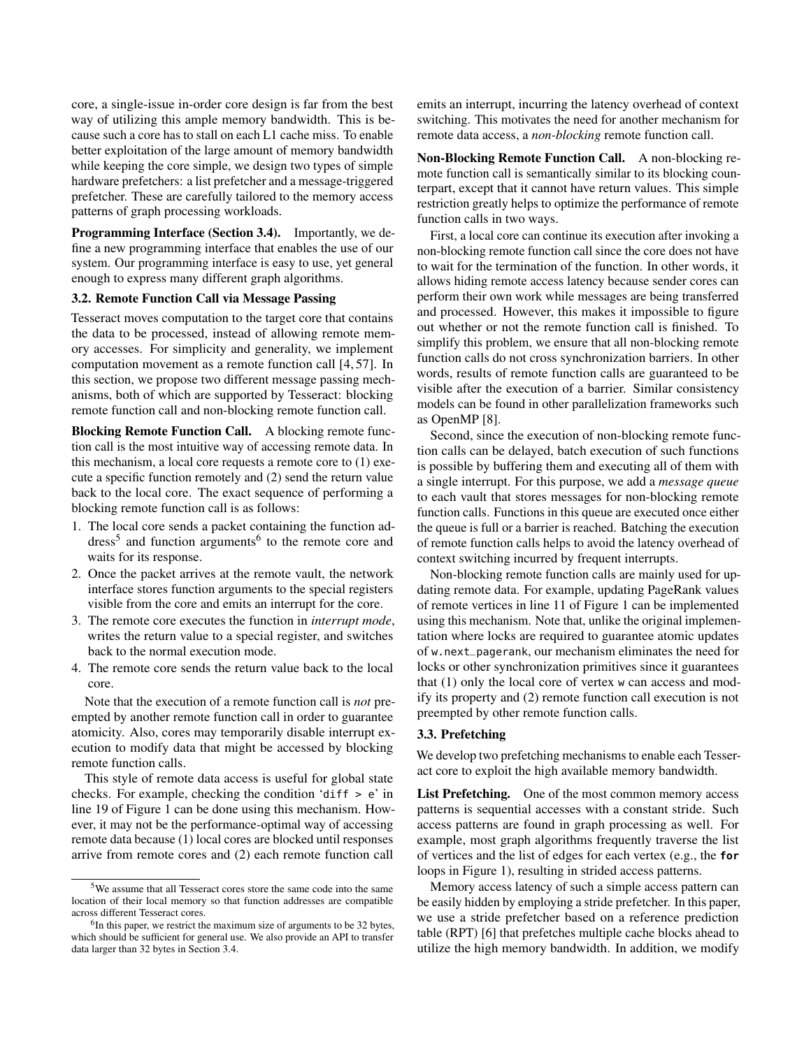core, a single-issue in-order core design is far from the best way of utilizing this ample memory bandwidth. This is because such a core has to stall on each L1 cache miss. To enable better exploitation of the large amount of memory bandwidth while keeping the core simple, we design two types of simple hardware prefetchers: a list prefetcher and a message-triggered prefetcher. These are carefully tailored to the memory access patterns of graph processing workloads.

**Programming Interface (Section 3.4).** Importantly, we define a new programming interface that enables the use of our system. Our programming interface is easy to use, yet general enough to express many different graph algorithms.

### 3.2. Remote Function Call via Message Passing

Tesseract moves computation to the target core that contains the data to be processed, instead of allowing remote memory accesses. For simplicity and generality, we implement computation movement as a remote function call [4, 57]. In this section, we propose two different message passing mechanisms, both of which are supported by Tesseract: blocking remote function call and non-blocking remote function call.

**Blocking Remote Function Call.** A blocking remote function call is the most intuitive way of accessing remote data. In this mechanism, a local core requests a remote core to (1) execute a specific function remotely and (2) send the return value back to the local core. The exact sequence of performing a blocking remote function call is as follows:

1. The local core sends a packet containing the function address[5] and function arguments[6] to the remote core and waits for its response.
2. Once the packet arrives at the remote vault, the network interface stores function arguments to the special registers visible from the core and emits an interrupt for the core.
3. The remote core executes the function in *interrupt mode*, writes the return value to a special register, and switches back to the normal execution mode.
4. The remote core sends the return value back to the local core.

Note that the execution of a remote function call is *not* preempted by another remote function call in order to guarantee atomicity. Also, cores may temporarily disable interrupt execution to modify data that might be accessed by blocking remote function calls.

This style of remote data access is useful for global state checks. For example, checking the condition '`diff > e`' in line 19 of Figure 1 can be done using this mechanism. However, it may not be the performance-optimal way of accessing remote data because (1) local cores are blocked until responses arrive from remote cores and (2) each remote function call emits an interrupt, incurring the latency overhead of context switching. This motivates the need for another mechanism for remote data access, a *non-blocking* remote function call.

**Non-Blocking Remote Function Call.** A non-blocking remote function call is semantically similar to its blocking counterpart, except that it cannot have return values. This simple restriction greatly helps to optimize the performance of remote function calls in two ways.

First, a local core can continue its execution after invoking a non-blocking remote function call since the core does not have to wait for the termination of the function. In other words, it allows hiding remote access latency because sender cores can perform their own work while messages are being transferred and processed. However, this makes it impossible to figure out whether or not the remote function call is finished. To simplify this problem, we ensure that all non-blocking remote function calls do not cross synchronization barriers. In other words, results of remote function calls are guaranteed to be visible after the execution of a barrier. Similar consistency models can be found in other parallelization frameworks such as OpenMP [8].

Second, since the execution of non-blocking remote function calls can be delayed, batch execution of such functions is possible by buffering them and executing all of them with a single interrupt. For this purpose, we add a *message queue* to each vault that stores messages for non-blocking remote function calls. Functions in this queue are executed once either the queue is full or a barrier is reached. Batching the execution of remote function calls helps to avoid the latency overhead of context switching incurred by frequent interrupts.

Non-blocking remote function calls are mainly used for updating remote data. For example, updating PageRank values of remote vertices in line 11 of Figure 1 can be implemented using this mechanism. Note that, unlike the original implementation where locks are required to guarantee atomic updates of `w.next_pagerank`, our mechanism eliminates the need for locks or other synchronization primitives since it guarantees that (1) only the local core of vertex `w` can access and modify its property and (2) remote function call execution is not preempted by other remote function calls.

### 3.3. Prefetching

We develop two prefetching mechanisms to enable each Tesseract core to exploit the high available memory bandwidth.

**List Prefetching.** One of the most common memory access patterns is sequential accesses with a constant stride. Such access patterns are found in graph processing as well. For example, most graph algorithms frequently traverse the list of vertices and the list of edges for each vertex (e.g., the **`for`** loops in Figure 1), resulting in strided access patterns.

Memory access latency of such a simple access pattern can be easily hidden by employing a stride prefetcher. In this paper, we use a stride prefetcher based on a reference prediction table (RPT) [6] that prefetches multiple cache blocks ahead to utilize the high memory bandwidth. In addition, we modify

[5] We assume that all Tesseract cores store the same code into the same location of their local memory so that function addresses are compatible across different Tesseract cores.

[6] In this paper, we restrict the maximum size of arguments to be 32 bytes, which should be sufficient for general use. We also provide an API to transfer data larger than 32 bytes in Section 3.4.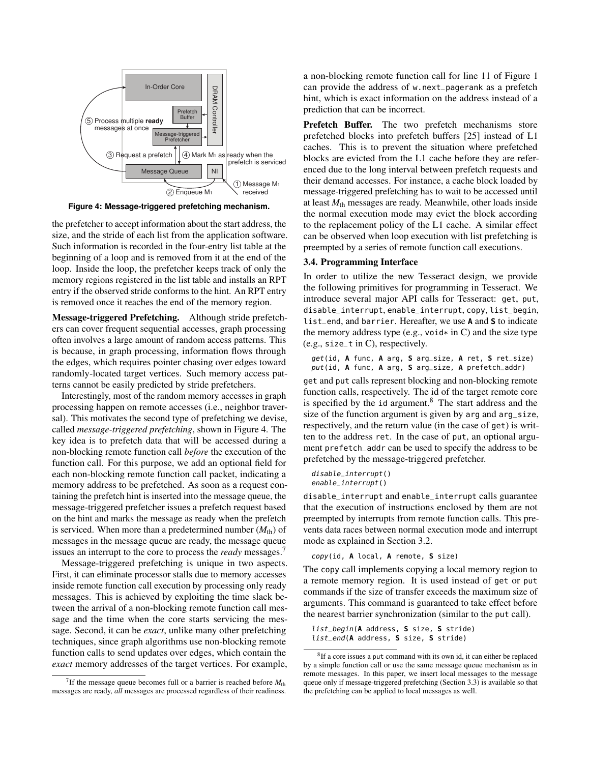In-Order Core

DRAM Controller

Prefetch Buffer

Message-triggered Prefetcher

⑤ Process multiple **ready** messages at once

③ Request a prefetch

④ Mark M1 as ready when the prefetch is serviced

Message Queue

NI

① Message M1 received

② Enqueue M1

**Figure 4: Message-triggered prefetching mechanism.**

the prefetcher to accept information about the start address, the size, and the stride of each list from the application software. Such information is recorded in the four-entry list table at the beginning of a loop and is removed from it at the end of the loop. Inside the loop, the prefetcher keeps track of only the memory regions registered in the list table and installs an RPT entry if the observed stride conforms to the hint. An RPT entry is removed once it reaches the end of the memory region.

**Message-triggered Prefetching.** Although stride prefetchers can cover frequent sequential accesses, graph processing often involves a large amount of random access patterns. This is because, in graph processing, information flows through the edges, which requires pointer chasing over edges toward randomly-located target vertices. Such memory access patterns cannot be easily predicted by stride prefetchers.

Interestingly, most of the random memory accesses in graph processing happen on remote accesses (i.e., neighbor traversal). This motivates the second type of prefetching we devise, called *message-triggered prefetching*, shown in Figure 4. The key idea is to prefetch data that will be accessed during a non-blocking remote function call *before* the execution of the function call. For this purpose, we add an optional field for each non-blocking remote function call packet, indicating a memory address to be prefetched. As soon as a request containing the prefetch hint is inserted into the message queue, the message-triggered prefetcher issues a prefetch request based on the hint and marks the message as ready when the prefetch is serviced. When more than a predetermined number ($M_{\text{th}}$) of messages in the message queue are ready, the message queue issues an interrupt to the core to process the *ready* messages.[7]

Message-triggered prefetching is unique in two aspects. First, it can eliminate processor stalls due to memory accesses inside remote function call execution by processing only ready messages. This is achieved by exploiting the time slack between the arrival of a non-blocking remote function call message and the time when the core starts servicing the message. Second, it can be *exact*, unlike many other prefetching techniques, since graph algorithms use non-blocking remote function calls to send updates over edges, which contain the *exact* memory addresses of the target vertices. For example, a non-blocking remote function call for line 11 of Figure 1 can provide the address of `w.next_pagerank` as a prefetch hint, which is exact information on the address instead of a prediction that can be incorrect.

**Prefetch Buffer.** The two prefetch mechanisms store prefetched blocks into prefetch buffers [25] instead of L1 caches. This is to prevent the situation where prefetched blocks are evicted from the L1 cache before they are referenced due to the long interval between prefetch requests and their demand accesses. For instance, a cache block loaded by message-triggered prefetching has to wait to be accessed until at least $M_{\text{th}}$ messages are ready. Meanwhile, other loads inside the normal execution mode may evict the block according to the replacement policy of the L1 cache. A similar effect can be observed when loop execution with list prefetching is preempted by a series of remote function call executions.

### 3.4. Programming Interface

In order to utilize the new Tesseract design, we provide the following primitives for programming in Tesseract. We introduce several major API calls for Tesseract: `get`, `put`, `disable_interrupt`, `enable_interrupt`, `copy`, `list_begin`, `list_end`, and `barrier`. Hereafter, we use **A** and **S** to indicate the memory address type (e.g., `void*` in C) and the size type (e.g., `size_t` in C), respectively.

```
get(id, A func, A arg, S arg_size, A ret, S ret_size)
put(id, A func, A arg, S arg_size, A prefetch_addr)
```

`get` and `put` calls represent blocking and non-blocking remote function calls, respectively. The id of the target remote core is specified by the `id` argument.[8] The start address and the size of the function argument is given by `arg` and `arg_size`, respectively, and the return value (in the case of `get`) is written to the address `ret`. In the case of `put`, an optional argument `prefetch_addr` can be used to specify the address to be prefetched by the message-triggered prefetcher.

```
disable_interrupt()
enable_interrupt()
```

`disable_interrupt` and `enable_interrupt` calls guarantee that the execution of instructions enclosed by them are not preempted by interrupts from remote function calls. This prevents data races between normal execution mode and interrupt mode as explained in Section 3.2.

```
copy(id, A local, A remote, S size)
```

The `copy` call implements copying a local memory region to a remote memory region. It is used instead of `get` or `put` commands if the size of transfer exceeds the maximum size of arguments. This command is guaranteed to take effect before the nearest barrier synchronization (similar to the `put` call).

```
list_begin(A address, S size, S stride)
list_end(A address, S size, S stride)
```

[7] If the message queue becomes full or a barrier is reached before $M_{\text{th}}$ messages are ready, *all* messages are processed regardless of their readiness.

[8] If a core issues a `put` command with its own id, it can either be replaced by a simple function call or use the same message queue mechanism as in remote messages. In this paper, we insert local messages to the message queue only if message-triggered prefetching (Section 3.3) is available so that the prefetching can be applied to local messages as well.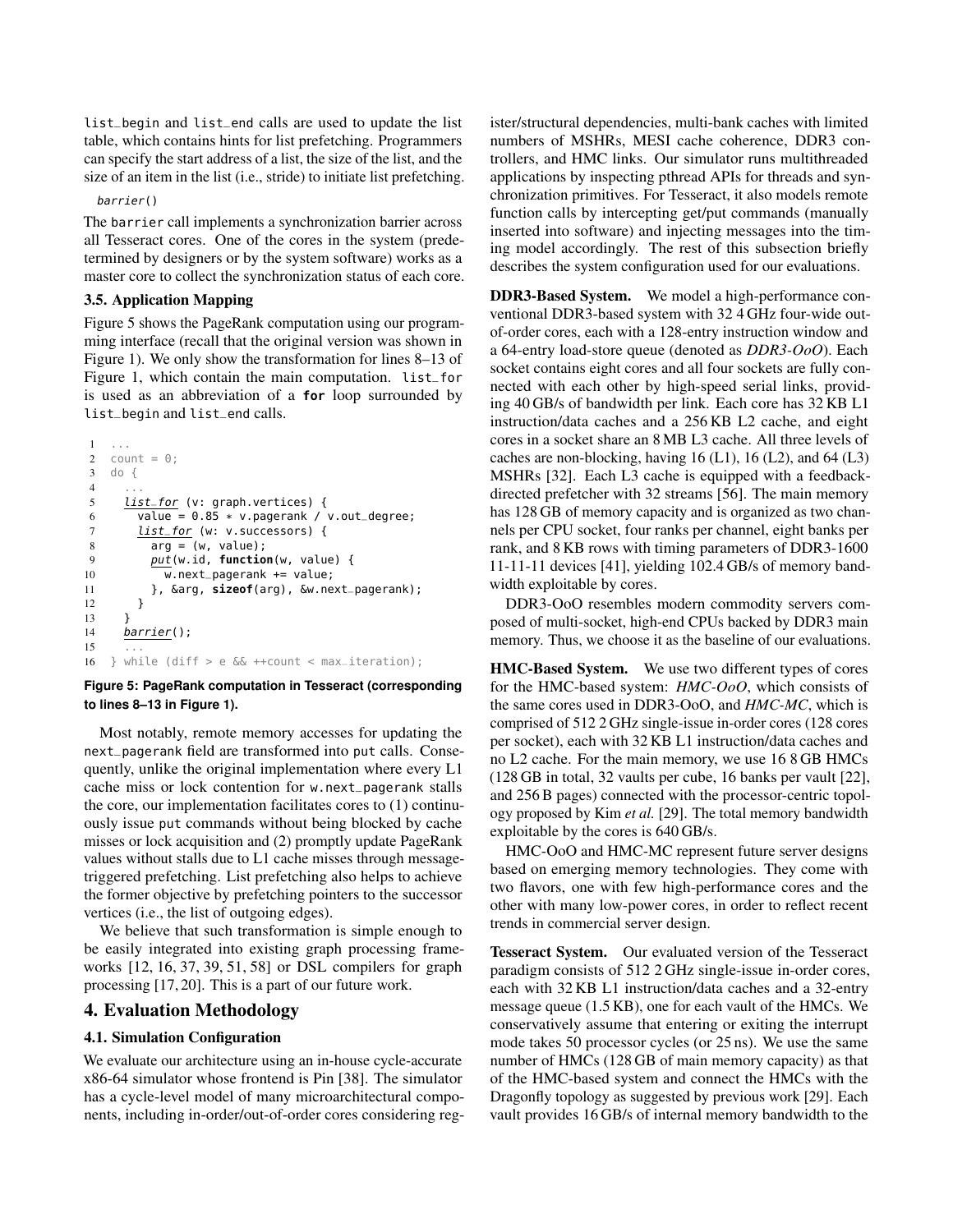list_begin and list_end calls are used to update the list table, which contains hints for list prefetching. Programmers can specify the start address of a list, the size of the list, and the size of an item in the list (i.e., stride) to initiate list prefetching.

*barrier*()

The barrier call implements a synchronization barrier across all Tesseract cores. One of the cores in the system (predetermined by designers or by the system software) works as a master core to collect the synchronization status of each core.

### 3.5. Application Mapping

Figure 5 shows the PageRank computation using our programming interface (recall that the original version was shown in Figure 1). We only show the transformation for lines 8–13 of Figure 1, which contain the main computation. list_for is used as an abbreviation of a **for** loop surrounded by list_begin and list_end calls.

```
1   ...
2   count = 0;
3   do {
4     ...
5     list_for (v: graph.vertices) {
6       value = 0.85 * v.pagerank / v.out_degree;
7       list_for (w: v.successors) {
8         arg = (w, value);
9         put(w.id, function(w, value) {
10          w.next_pagerank += value;
11        }, &arg, sizeof(arg), &w.next_pagerank);
12      }
13    }
14    barrier();
15    ...
16  } while (diff > e && ++count < max_iteration);
```

**Figure 5: PageRank computation in Tesseract (corresponding to lines 8–13 in Figure 1).**

Most notably, remote memory accesses for updating the next_pagerank field are transformed into put calls. Consequently, unlike the original implementation where every L1 cache miss or lock contention for w.next_pagerank stalls the core, our implementation facilitates cores to (1) continuously issue put commands without being blocked by cache misses or lock acquisition and (2) promptly update PageRank values without stalls due to L1 cache misses through message-triggered prefetching. List prefetching also helps to achieve the former objective by prefetching pointers to the successor vertices (i.e., the list of outgoing edges).

We believe that such transformation is simple enough to be easily integrated into existing graph processing frameworks [12, 16, 37, 39, 51, 58] or DSL compilers for graph processing [17, 20]. This is a part of our future work.

## 4. Evaluation Methodology

### 4.1. Simulation Configuration

We evaluate our architecture using an in-house cycle-accurate x86-64 simulator whose frontend is Pin [38]. The simulator has a cycle-level model of many microarchitectural components, including in-order/out-of-order cores considering register/structural dependencies, multi-bank caches with limited numbers of MSHRs, MESI cache coherence, DDR3 controllers, and HMC links. Our simulator runs multithreaded applications by inspecting pthread APIs for threads and synchronization primitives. For Tesseract, it also models remote function calls by intercepting get/put commands (manually inserted into software) and injecting messages into the timing model accordingly. The rest of this subsection briefly describes the system configuration used for our evaluations.

**DDR3-Based System.** We model a high-performance conventional DDR3-based system with 32 4 GHz four-wide out-of-order cores, each with a 128-entry instruction window and a 64-entry load-store queue (denoted as *DDR3-OoO*). Each socket contains eight cores and all four sockets are fully connected with each other by high-speed serial links, providing 40 GB/s of bandwidth per link. Each core has 32 KB L1 instruction/data caches and a 256 KB L2 cache, and eight cores in a socket share an 8 MB L3 cache. All three levels of caches are non-blocking, having 16 (L1), 16 (L2), and 64 (L3) MSHRs [32]. Each L3 cache is equipped with a feedback-directed prefetcher with 32 streams [56]. The main memory has 128 GB of memory capacity and is organized as two channels per CPU socket, four ranks per channel, eight banks per rank, and 8 KB rows with timing parameters of DDR3-1600 11-11-11 devices [41], yielding 102.4 GB/s of memory bandwidth exploitable by cores.

DDR3-OoO resembles modern commodity servers composed of multi-socket, high-end CPUs backed by DDR3 main memory. Thus, we choose it as the baseline of our evaluations.

**HMC-Based System.** We use two different types of cores for the HMC-based system: *HMC-OoO*, which consists of the same cores used in DDR3-OoO, and *HMC-MC*, which is comprised of 512 2 GHz single-issue in-order cores (128 cores per socket), each with 32 KB L1 instruction/data caches and no L2 cache. For the main memory, we use 16 8 GB HMCs (128 GB in total, 32 vaults per cube, 16 banks per vault [22], and 256 B pages) connected with the processor-centric topology proposed by Kim *et al.* [29]. The total memory bandwidth exploitable by the cores is 640 GB/s.

HMC-OoO and HMC-MC represent future server designs based on emerging memory technologies. They come with two flavors, one with few high-performance cores and the other with many low-power cores, in order to reflect recent trends in commercial server design.

**Tesseract System.** Our evaluated version of the Tesseract paradigm consists of 512 2 GHz single-issue in-order cores, each with 32 KB L1 instruction/data caches and a 32-entry message queue (1.5 KB), one for each vault of the HMCs. We conservatively assume that entering or exiting the interrupt mode takes 50 processor cycles (or 25 ns). We use the same number of HMCs (128 GB of main memory capacity) as that of the HMC-based system and connect the HMCs with the Dragonfly topology as suggested by previous work [29]. Each vault provides 16 GB/s of internal memory bandwidth to the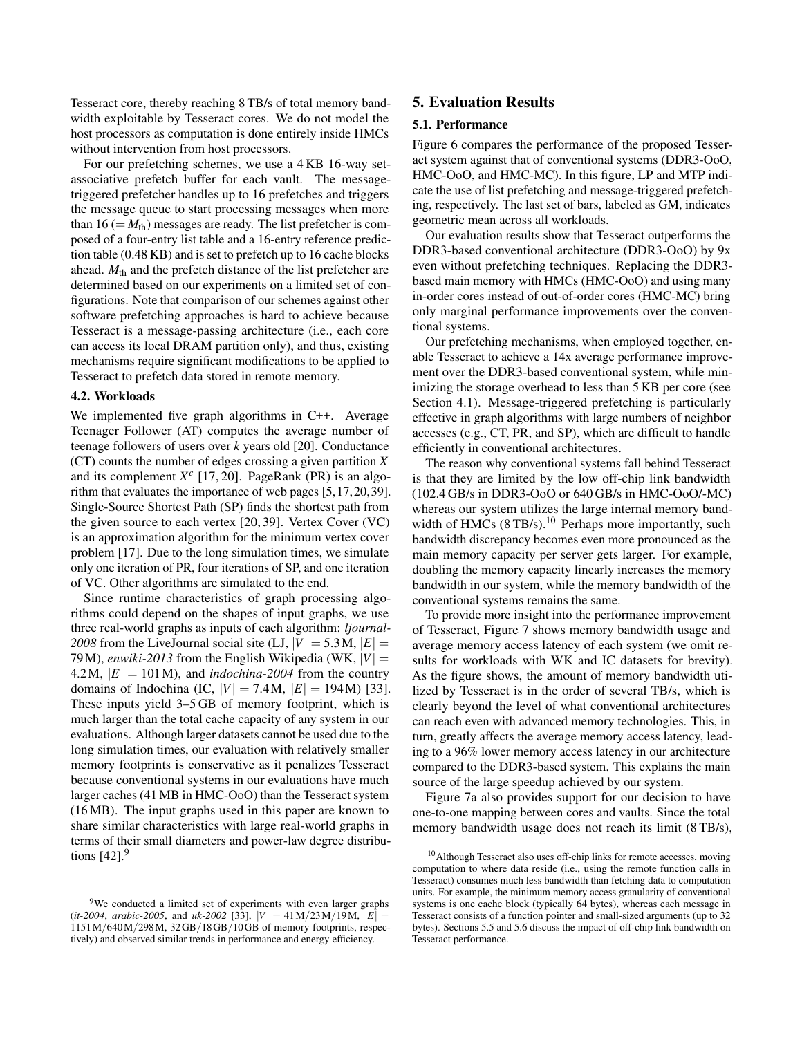Tesseract core, thereby reaching 8 TB/s of total memory bandwidth exploitable by Tesseract cores. We do not model the host processors as computation is done entirely inside HMCs without intervention from host processors.

For our prefetching schemes, we use a 4 KB 16-way set-associative prefetch buffer for each vault. The message-triggered prefetcher handles up to 16 prefetches and triggers the message queue to start processing messages when more than 16 ($= M_{\text{th}}$) messages are ready. The list prefetcher is composed of a four-entry list table and a 16-entry reference prediction table (0.48 KB) and is set to prefetch up to 16 cache blocks ahead. $M_{\text{th}}$ and the prefetch distance of the list prefetcher are determined based on our experiments on a limited set of configurations. Note that comparison of our schemes against other software prefetching approaches is hard to achieve because Tesseract is a message-passing architecture (i.e., each core can access its local DRAM partition only), and thus, existing mechanisms require significant modifications to be applied to Tesseract to prefetch data stored in remote memory.

### 4.2. Workloads

We implemented five graph algorithms in C++. Average Teenager Follower (AT) computes the average number of teenage followers of users over *k* years old [20]. Conductance (CT) counts the number of edges crossing a given partition $X$ and its complement $X^c$ [17, 20]. PageRank (PR) is an algorithm that evaluates the importance of web pages [5, 17, 20, 39]. Single-Source Shortest Path (SP) finds the shortest path from the given source to each vertex [20, 39]. Vertex Cover (VC) is an approximation algorithm for the minimum vertex cover problem [17]. Due to the long simulation times, we simulate only one iteration of PR, four iterations of SP, and one iteration of VC. Other algorithms are simulated to the end.

Since runtime characteristics of graph processing algorithms could depend on the shapes of input graphs, we use three real-world graphs as inputs of each algorithm: *ljournal-2008* from the LiveJournal social site (LJ, $|V| = 5.3$ M, $|E| = 79$ M), *enwiki-2013* from the English Wikipedia (WK, $|V| = 4.2$ M, $|E| = 101$ M), and *indochina-2004* from the country domains of Indochina (IC, $|V| = 7.4$ M, $|E| = 194$ M) [33]. These inputs yield 3–5 GB of memory footprint, which is much larger than the total cache capacity of any system in our evaluations. Although larger datasets cannot be used due to the long simulation times, our evaluation with relatively smaller memory footprints is conservative as it penalizes Tesseract because conventional systems in our evaluations have much larger caches (41 MB in HMC-OoO) than the Tesseract system (16 MB). The input graphs used in this paper are known to share similar characteristics with large real-world graphs in terms of their small diameters and power-law degree distributions [42].[9]

## 5. Evaluation Results

### 5.1. Performance

Figure 6 compares the performance of the proposed Tesseract system against that of conventional systems (DDR3-OoO, HMC-OoO, and HMC-MC). In this figure, LP and MTP indicate the use of list prefetching and message-triggered prefetching, respectively. The last set of bars, labeled as GM, indicates geometric mean across all workloads.

Our evaluation results show that Tesseract outperforms the DDR3-based conventional architecture (DDR3-OoO) by 9x even without prefetching techniques. Replacing the DDR3-based main memory with HMCs (HMC-OoO) and using many in-order cores instead of out-of-order cores (HMC-MC) bring only marginal performance improvements over the conventional systems.

Our prefetching mechanisms, when employed together, enable Tesseract to achieve a 14x average performance improvement over the DDR3-based conventional system, while minimizing the storage overhead to less than 5 KB per core (see Section 4.1). Message-triggered prefetching is particularly effective in graph algorithms with large numbers of neighbor accesses (e.g., CT, PR, and SP), which are difficult to handle efficiently in conventional architectures.

The reason why conventional systems fall behind Tesseract is that they are limited by the low off-chip link bandwidth (102.4 GB/s in DDR3-OoO or 640 GB/s in HMC-OoO/-MC) whereas our system utilizes the large internal memory bandwidth of HMCs (8 TB/s).[10] Perhaps more importantly, such bandwidth discrepancy becomes even more pronounced as the main memory capacity per server gets larger. For example, doubling the memory capacity linearly increases the memory bandwidth in our system, while the memory bandwidth of the conventional systems remains the same.

To provide more insight into the performance improvement of Tesseract, Figure 7 shows memory bandwidth usage and average memory access latency of each system (we omit results for workloads with WK and IC datasets for brevity). As the figure shows, the amount of memory bandwidth utilized by Tesseract is in the order of several TB/s, which is clearly beyond the level of what conventional architectures can reach even with advanced memory technologies. This, in turn, greatly affects the average memory access latency, leading to a 96% lower memory access latency in our architecture compared to the DDR3-based system. This explains the main source of the large speedup achieved by our system.

Figure 7a also provides support for our decision to have one-to-one mapping between cores and vaults. Since the total memory bandwidth usage does not reach its limit (8 TB/s),

---

[9] We conducted a limited set of experiments with even larger graphs (*it-2004*, *arabic-2005*, and *uk-2002* [33], $|V| = 41$ M/23 M/19 M, $|E| = 1151$ M/640 M/298 M, 32 GB/18 GB/10 GB of memory footprints, respectively) and observed similar trends in performance and energy efficiency.

[10] Although Tesseract also uses off-chip links for remote accesses, moving computation to where data reside (i.e., using the remote function calls in Tesseract) consumes much less bandwidth than fetching data to computation units. For example, the minimum memory access granularity of conventional systems is one cache block (typically 64 bytes), whereas each message in Tesseract consists of a function pointer and small-sized arguments (up to 32 bytes). Sections 5.5 and 5.6 discuss the impact of off-chip link bandwidth on Tesseract performance.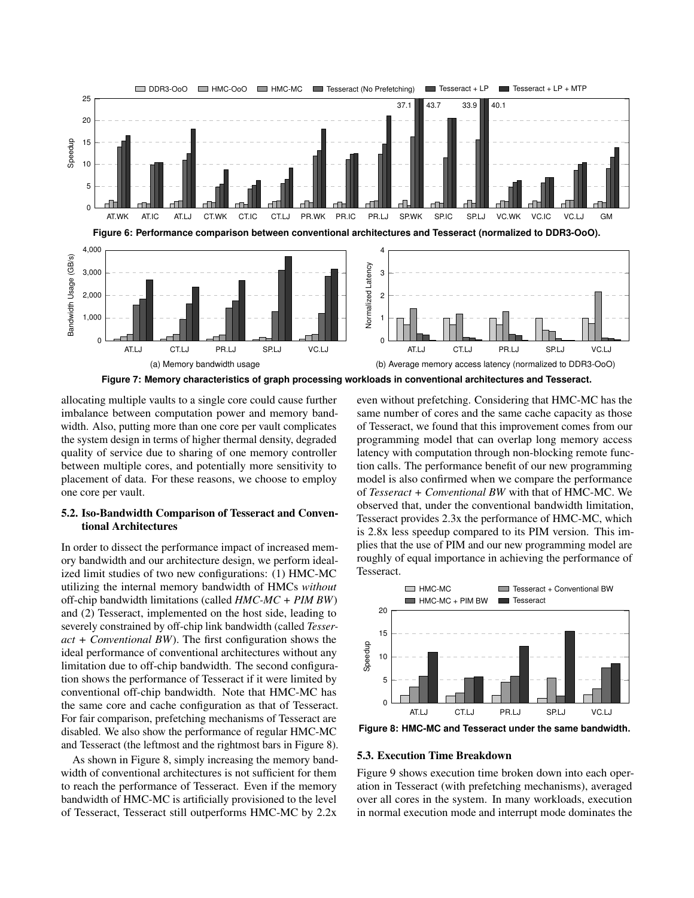Figure 6: Performance comparison between conventional architectures and Tesseract (normalized to DDR3-OoO).

(a) Memory bandwidth usage

(b) Average memory access latency (normalized to DDR3-OoO)

Figure 7: Memory characteristics of graph processing workloads in conventional architectures and Tesseract.

allocating multiple vaults to a single core could cause further imbalance between computation power and memory bandwidth. Also, putting more than one core per vault complicates the system design in terms of higher thermal density, degraded quality of service due to sharing of one memory controller between multiple cores, and potentially more sensitivity to placement of data. For these reasons, we choose to employ one core per vault.

### 5.2. Iso-Bandwidth Comparison of Tesseract and Conventional Architectures

In order to dissect the performance impact of increased memory bandwidth and our architecture design, we perform idealized limit studies of two new configurations: (1) HMC-MC utilizing the internal memory bandwidth of HMCs *without* off-chip bandwidth limitations (called *HMC-MC + PIM BW*) and (2) Tesseract, implemented on the host side, leading to severely constrained by off-chip link bandwidth (called *Tesseract + Conventional BW*). The first configuration shows the ideal performance of conventional architectures without any limitation due to off-chip bandwidth. The second configuration shows the performance of Tesseract if it were limited by conventional off-chip bandwidth. Note that HMC-MC has the same core and cache configuration as that of Tesseract. For fair comparison, prefetching mechanisms of Tesseract are disabled. We also show the performance of regular HMC-MC and Tesseract (the leftmost and the rightmost bars in Figure 8).

As shown in Figure 8, simply increasing the memory bandwidth of conventional architectures is not sufficient for them to reach the performance of Tesseract. Even if the memory bandwidth of HMC-MC is artificially provisioned to the level of Tesseract, Tesseract still outperforms HMC-MC by 2.2x even without prefetching. Considering that HMC-MC has the same number of cores and the same cache capacity as those of Tesseract, we found that this improvement comes from our programming model that can overlap long memory access latency with computation through non-blocking remote function calls. The performance benefit of our new programming model is also confirmed when we compare the performance of *Tesseract + Conventional BW* with that of HMC-MC. We observed that, under the conventional bandwidth limitation, Tesseract provides 2.3x the performance of HMC-MC, which is 2.8x less speedup compared to its PIM version. This implies that the use of PIM and our new programming model are roughly of equal importance in achieving the performance of Tesseract.

Figure 8: HMC-MC and Tesseract under the same bandwidth.

### 5.3. Execution Time Breakdown

Figure 9 shows execution time broken down into each operation in Tesseract (with prefetching mechanisms), averaged over all cores in the system. In many workloads, execution in normal execution mode and interrupt mode dominates the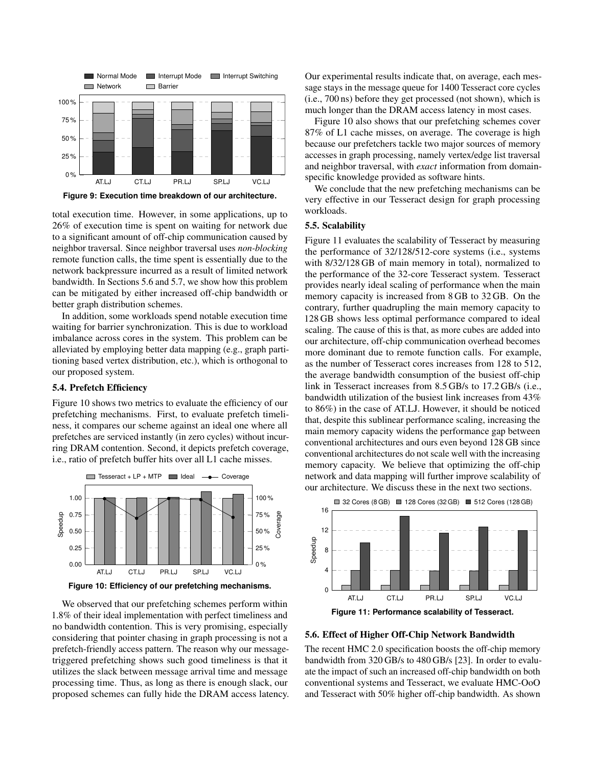Figure 9: Execution time breakdown of our architecture.

total execution time. However, in some applications, up to 26% of execution time is spent on waiting for network due to a significant amount of off-chip communication caused by neighbor traversal. Since neighbor traversal uses *non-blocking* remote function calls, the time spent is essentially due to the network backpressure incurred as a result of limited network bandwidth. In Sections 5.6 and 5.7, we show how this problem can be mitigated by either increased off-chip bandwidth or better graph distribution schemes.

In addition, some workloads spend notable execution time waiting for barrier synchronization. This is due to workload imbalance across cores in the system. This problem can be alleviated by employing better data mapping (e.g., graph partitioning based vertex distribution, etc.), which is orthogonal to our proposed system.

### 5.4. Prefetch Efficiency

Figure 10 shows two metrics to evaluate the efficiency of our prefetching mechanisms. First, to evaluate prefetch timeliness, it compares our scheme against an ideal one where all prefetches are serviced instantly (in zero cycles) without incurring DRAM contention. Second, it depicts prefetch coverage, i.e., ratio of prefetch buffer hits over all L1 cache misses.

Figure 10: Efficiency of our prefetching mechanisms.

We observed that our prefetching schemes perform within 1.8% of their ideal implementation with perfect timeliness and no bandwidth contention. This is very promising, especially considering that pointer chasing in graph processing is not a prefetch-friendly access pattern. The reason why our message-triggered prefetching shows such good timeliness is that it utilizes the slack between message arrival time and message processing time. Thus, as long as there is enough slack, our proposed schemes can fully hide the DRAM access latency. Our experimental results indicate that, on average, each message stays in the message queue for 1400 Tesseract core cycles (i.e., 700 ns) before they get processed (not shown), which is much longer than the DRAM access latency in most cases.

Figure 10 also shows that our prefetching schemes cover 87% of L1 cache misses, on average. The coverage is high because our prefetchers tackle two major sources of memory accesses in graph processing, namely vertex/edge list traversal and neighbor traversal, with *exact* information from domain-specific knowledge provided as software hints.

We conclude that the new prefetching mechanisms can be very effective in our Tesseract design for graph processing workloads.

### 5.5. Scalability

Figure 11 evaluates the scalability of Tesseract by measuring the performance of 32/128/512-core systems (i.e., systems with 8/32/128 GB of main memory in total), normalized to the performance of the 32-core Tesseract system. Tesseract provides nearly ideal scaling of performance when the main memory capacity is increased from 8 GB to 32 GB. On the contrary, further quadrupling the main memory capacity to 128 GB shows less optimal performance compared to ideal scaling. The cause of this is that, as more cubes are added into our architecture, off-chip communication overhead becomes more dominant due to remote function calls. For example, as the number of Tesseract cores increases from 128 to 512, the average bandwidth consumption of the busiest off-chip link in Tesseract increases from 8.5 GB/s to 17.2 GB/s (i.e., bandwidth utilization of the busiest link increases from 43% to 86%) in the case of AT.LJ. However, it should be noticed that, despite this sublinear performance scaling, increasing the main memory capacity widens the performance gap between conventional architectures and ours even beyond 128 GB since conventional architectures do not scale well with the increasing memory capacity. We believe that optimizing the off-chip network and data mapping will further improve scalability of our architecture. We discuss these in the next two sections.

Figure 11: Performance scalability of Tesseract.

### 5.6. Effect of Higher Off-Chip Network Bandwidth

The recent HMC 2.0 specification boosts the off-chip memory bandwidth from 320 GB/s to 480 GB/s [23]. In order to evaluate the impact of such an increased off-chip bandwidth on both conventional systems and Tesseract, we evaluate HMC-OoO and Tesseract with 50% higher off-chip bandwidth. As shown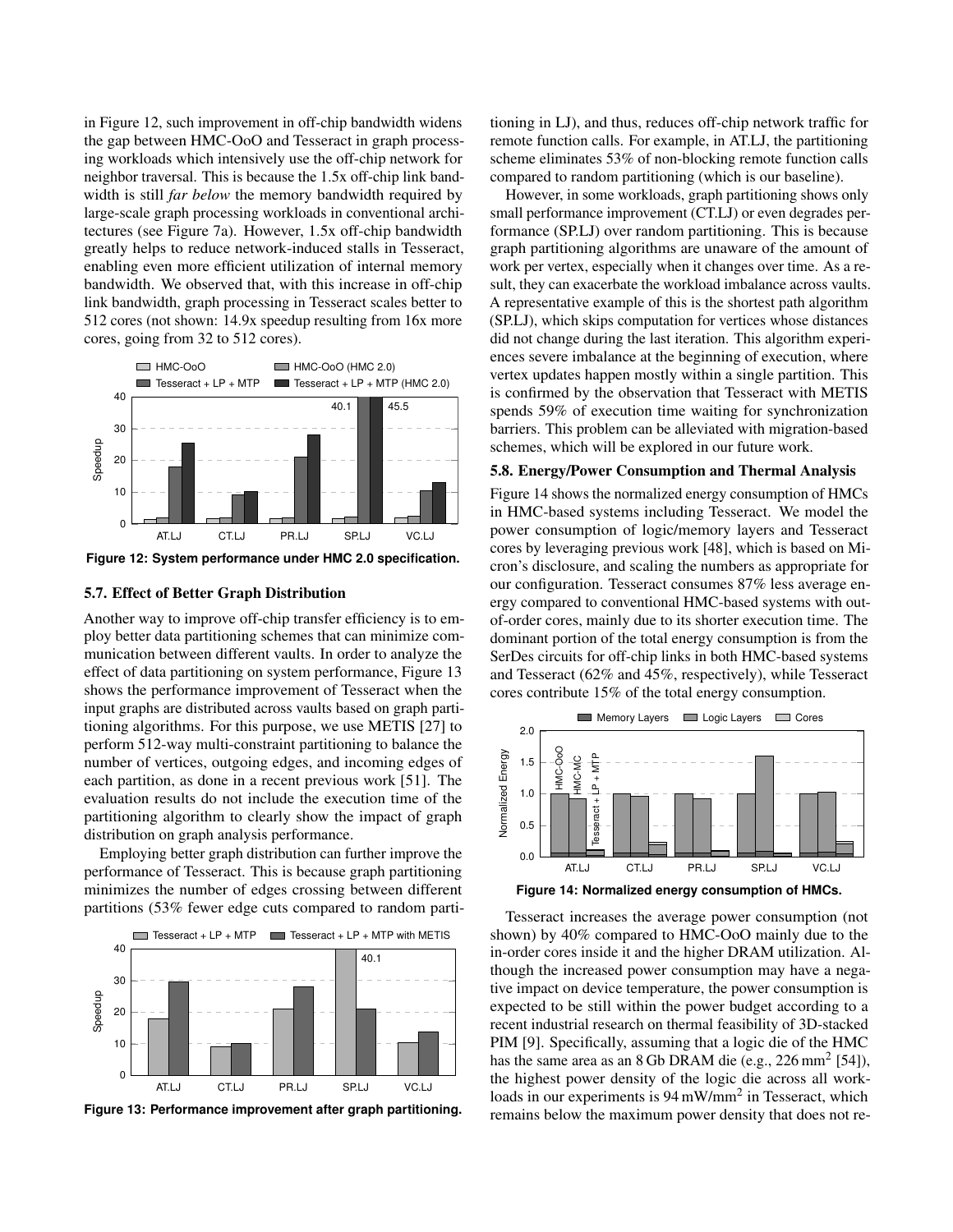in Figure 12, such improvement in off-chip bandwidth widens the gap between HMC-OoO and Tesseract in graph processing workloads which intensively use the off-chip network for neighbor traversal. This is because the 1.5x off-chip link bandwidth is still *far below* the memory bandwidth required by large-scale graph processing workloads in conventional architectures (see Figure 7a). However, 1.5x off-chip bandwidth greatly helps to reduce network-induced stalls in Tesseract, enabling even more efficient utilization of internal memory bandwidth. We observed that, with this increase in off-chip link bandwidth, graph processing in Tesseract scales better to 512 cores (not shown: 14.9x speedup resulting from 16x more cores, going from 32 to 512 cores).

**Figure 12: System performance under HMC 2.0 specification.**

### 5.7. Effect of Better Graph Distribution

Another way to improve off-chip transfer efficiency is to employ better data partitioning schemes that can minimize communication between different vaults. In order to analyze the effect of data partitioning on system performance, Figure 13 shows the performance improvement of Tesseract when the input graphs are distributed across vaults based on graph partitioning algorithms. For this purpose, we use METIS [27] to perform 512-way multi-constraint partitioning to balance the number of vertices, outgoing edges, and incoming edges of each partition, as done in a recent previous work [51]. The evaluation results do not include the execution time of the partitioning algorithm to clearly show the impact of graph distribution on graph analysis performance.

Employing better graph distribution can further improve the performance of Tesseract. This is because graph partitioning minimizes the number of edges crossing between different partitions (53% fewer edge cuts compared to random partitioning in LJ), and thus, reduces off-chip network traffic for remote function calls. For example, in AT.LJ, the partitioning scheme eliminates 53% of non-blocking remote function calls compared to random partitioning (which is our baseline).

**Figure 13: Performance improvement after graph partitioning.**

However, in some workloads, graph partitioning shows only small performance improvement (CT.LJ) or even degrades performance (SP.LJ) over random partitioning. This is because graph partitioning algorithms are unaware of the amount of work per vertex, especially when it changes over time. As a result, they can exacerbate the workload imbalance across vaults. A representative example of this is the shortest path algorithm (SP.LJ), which skips computation for vertices whose distances did not change during the last iteration. This algorithm experiences severe imbalance at the beginning of execution, where vertex updates happen mostly within a single partition. This is confirmed by the observation that Tesseract with METIS spends 59% of execution time waiting for synchronization barriers. This problem can be alleviated with migration-based schemes, which will be explored in our future work.

### 5.8. Energy/Power Consumption and Thermal Analysis

Figure 14 shows the normalized energy consumption of HMCs in HMC-based systems including Tesseract. We model the power consumption of logic/memory layers and Tesseract cores by leveraging previous work [48], which is based on Micron's disclosure, and scaling the numbers as appropriate for our configuration. Tesseract consumes 87% less average energy compared to conventional HMC-based systems with out-of-order cores, mainly due to its shorter execution time. The dominant portion of the total energy consumption is from the SerDes circuits for off-chip links in both HMC-based systems and Tesseract (62% and 45%, respectively), while Tesseract cores contribute 15% of the total energy consumption.

**Figure 14: Normalized energy consumption of HMCs.**

Tesseract increases the average power consumption (not shown) by 40% compared to HMC-OoO mainly due to the in-order cores inside it and the higher DRAM utilization. Although the increased power consumption may have a negative impact on device temperature, the power consumption is expected to be still within the power budget according to a recent industrial research on thermal feasibility of 3D-stacked PIM [9]. Specifically, assuming that a logic die of the HMC has the same area as an 8 Gb DRAM die (e.g., 226 $mm^2$ [54]), the highest power density of the logic die across all workloads in our experiments is 94 $mW/mm^2$ in Tesseract, which remains below the maximum power density that does not re-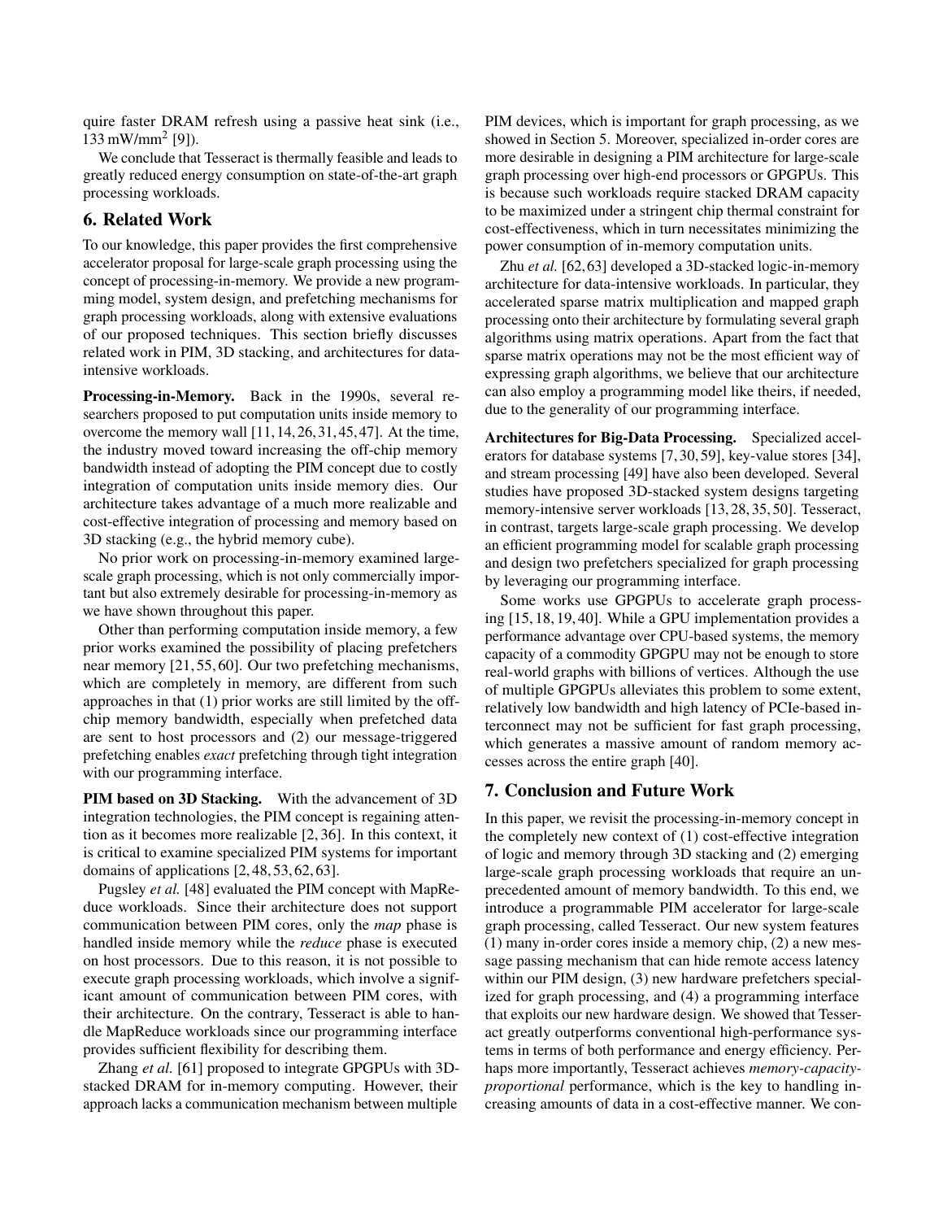quire faster DRAM refresh using a passive heat sink (i.e., 133 mW/mm$^2$ [9]).

We conclude that Tesseract is thermally feasible and leads to greatly reduced energy consumption on state-of-the-art graph processing workloads.

## 6. Related Work

To our knowledge, this paper provides the first comprehensive accelerator proposal for large-scale graph processing using the concept of processing-in-memory. We provide a new programming model, system design, and prefetching mechanisms for graph processing workloads, along with extensive evaluations of our proposed techniques. This section briefly discusses related work in PIM, 3D stacking, and architectures for data-intensive workloads.

**Processing-in-Memory.** Back in the 1990s, several researchers proposed to put computation units inside memory to overcome the memory wall [11, 14, 26, 31, 45, 47]. At the time, the industry moved toward increasing the off-chip memory bandwidth instead of adopting the PIM concept due to costly integration of computation units inside memory dies. Our architecture takes advantage of a much more realizable and cost-effective integration of processing and memory based on 3D stacking (e.g., the hybrid memory cube).

No prior work on processing-in-memory examined large-scale graph processing, which is not only commercially important but also extremely desirable for processing-in-memory as we have shown throughout this paper.

Other than performing computation inside memory, a few prior works examined the possibility of placing prefetchers near memory [21, 55, 60]. Our two prefetching mechanisms, which are completely in memory, are different from such approaches in that (1) prior works are still limited by the off-chip memory bandwidth, especially when prefetched data are sent to host processors and (2) our message-triggered prefetching enables *exact* prefetching through tight integration with our programming interface.

**PIM based on 3D Stacking.** With the advancement of 3D integration technologies, the PIM concept is regaining attention as it becomes more realizable [2, 36]. In this context, it is critical to examine specialized PIM systems for important domains of applications [2, 48, 53, 62, 63].

Pugsley *et al.* [48] evaluated the PIM concept with MapReduce workloads. Since their architecture does not support communication between PIM cores, only the *map* phase is handled inside memory while the *reduce* phase is executed on host processors. Due to this reason, it is not possible to execute graph processing workloads, which involve a significant amount of communication between PIM cores, with their architecture. On the contrary, Tesseract is able to handle MapReduce workloads since our programming interface provides sufficient flexibility for describing them.

Zhang *et al.* [61] proposed to integrate GPGPUs with 3D-stacked DRAM for in-memory computing. However, their approach lacks a communication mechanism between multiple PIM devices, which is important for graph processing, as we showed in Section 5. Moreover, specialized in-order cores are more desirable in designing a PIM architecture for large-scale graph processing over high-end processors or GPGPUs. This is because such workloads require stacked DRAM capacity to be maximized under a stringent chip thermal constraint for cost-effectiveness, which in turn necessitates minimizing the power consumption of in-memory computation units.

Zhu *et al.* [62, 63] developed a 3D-stacked logic-in-memory architecture for data-intensive workloads. In particular, they accelerated sparse matrix multiplication and mapped graph processing onto their architecture by formulating several graph algorithms using matrix operations. Apart from the fact that sparse matrix operations may not be the most efficient way of expressing graph algorithms, we believe that our architecture can also employ a programming model like theirs, if needed, due to the generality of our programming interface.

**Architectures for Big-Data Processing.** Specialized accelerators for database systems [7, 30, 59], key-value stores [34], and stream processing [49] have also been developed. Several studies have proposed 3D-stacked system designs targeting memory-intensive server workloads [13, 28, 35, 50]. Tesseract, in contrast, targets large-scale graph processing. We develop an efficient programming model for scalable graph processing and design two prefetchers specialized for graph processing by leveraging our programming interface.

Some works use GPGPUs to accelerate graph processing [15, 18, 19, 40]. While a GPU implementation provides a performance advantage over CPU-based systems, the memory capacity of a commodity GPGPU may not be enough to store real-world graphs with billions of vertices. Although the use of multiple GPGPUs alleviates this problem to some extent, relatively low bandwidth and high latency of PCIe-based interconnect may not be sufficient for fast graph processing, which generates a massive amount of random memory accesses across the entire graph [40].

## 7. Conclusion and Future Work

In this paper, we revisit the processing-in-memory concept in the completely new context of (1) cost-effective integration of logic and memory through 3D stacking and (2) emerging large-scale graph processing workloads that require an unprecedented amount of memory bandwidth. To this end, we introduce a programmable PIM accelerator for large-scale graph processing, called Tesseract. Our new system features (1) many in-order cores inside a memory chip, (2) a new message passing mechanism that can hide remote access latency within our PIM design, (3) new hardware prefetchers specialized for graph processing, and (4) a programming interface that exploits our new hardware design. We showed that Tesseract greatly outperforms conventional high-performance systems in terms of both performance and energy efficiency. Perhaps more importantly, Tesseract achieves *memory-capacity-proportional* performance, which is the key to handling increasing amounts of data in a cost-effective manner. We con-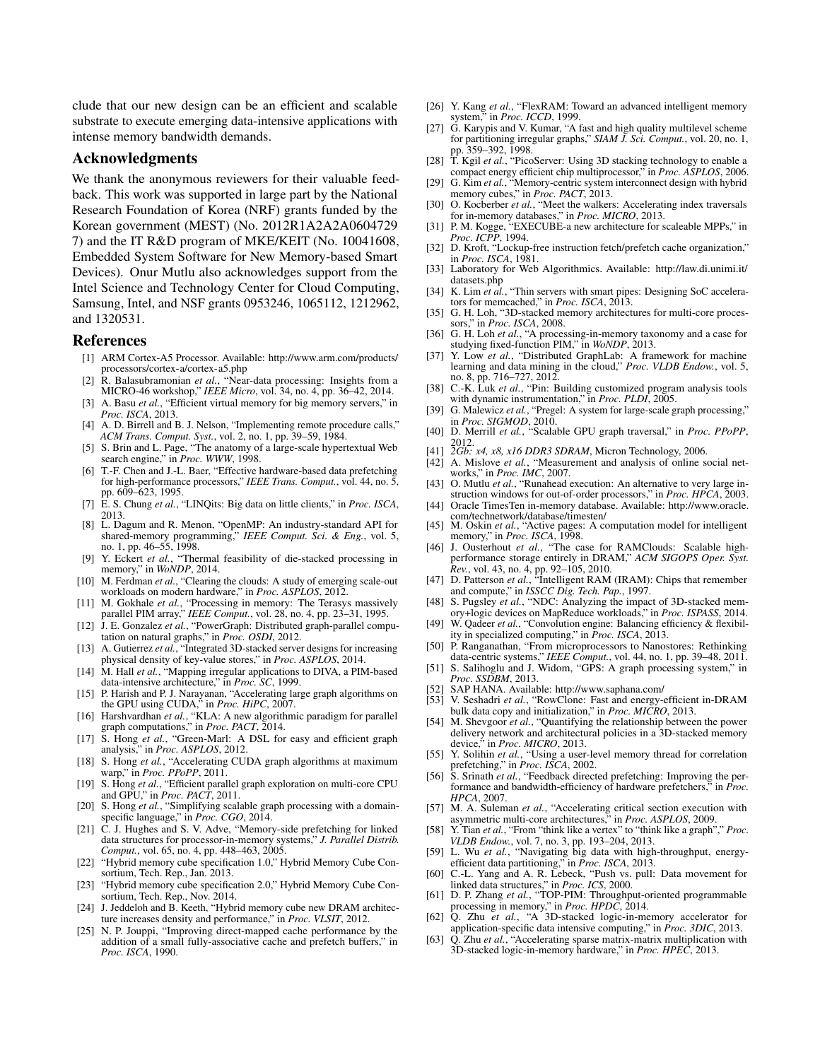clude that our new design can be an efficient and scalable substrate to execute emerging data-intensive applications with intense memory bandwidth demands.

## Acknowledgments

We thank the anonymous reviewers for their valuable feedback. This work was supported in large part by the National Research Foundation of Korea (NRF) grants funded by the Korean government (MEST) (No. 2012R1A2A2A0604729 7) and the IT R&D program of MKE/KEIT (No. 10041608, Embedded System Software for New Memory-based Smart Devices). Onur Mutlu also acknowledges support from the Intel Science and Technology Center for Cloud Computing, Samsung, Intel, and NSF grants 0953246, 1065112, 1212962, and 1320531.

## References

[1] ARM Cortex-A5 Processor. Available: http://www.arm.com/products/processors/cortex-a/cortex-a5.php

[2] R. Balasubramonian *et al.*, "Near-data processing: Insights from a MICRO-46 workshop," *IEEE Micro*, vol. 34, no. 4, pp. 36–42, 2014.

[3] A. Basu *et al.*, "Efficient virtual memory for big memory servers," in *Proc. ISCA*, 2013.

[4] A. D. Birrell and B. J. Nelson, "Implementing remote procedure calls," *ACM Trans. Comput. Syst.*, vol. 2, no. 1, pp. 39–59, 1984.

[5] S. Brin and L. Page, "The anatomy of a large-scale hypertextual Web search engine," in *Proc. WWW*, 1998.

[6] T.-F. Chen and J.-L. Baer, "Effective hardware-based data prefetching for high-performance processors," *IEEE Trans. Comput.*, vol. 44, no. 5, pp. 609–623, 1995.

[7] E. S. Chung *et al.*, "LINQits: Big data on little clients," in *Proc. ISCA*, 2013.

[8] L. Dagum and R. Menon, "OpenMP: An industry-standard API for shared-memory programming," *IEEE Comput. Sci. & Eng.*, vol. 5, no. 1, pp. 46–55, 1998.

[9] Y. Eckert *et al.*, "Thermal feasibility of die-stacked processing in memory," in *WoNDP*, 2014.

[10] M. Ferdman *et al.*, "Clearing the clouds: A study of emerging scale-out workloads on modern hardware," in *Proc. ASPLOS*, 2012.

[11] M. Gokhale *et al.*, "Processing in memory: The Terasys massively parallel PIM array," *IEEE Comput.*, vol. 28, no. 4, pp. 23–31, 1995.

[12] J. E. Gonzalez *et al.*, "PowerGraph: Distributed graph-parallel computation on natural graphs," in *Proc. OSDI*, 2012.

[13] A. Gutierrez *et al.*, "Integrated 3D-stacked server designs for increasing physical density of key-value stores," in *Proc. ASPLOS*, 2014.

[14] M. Hall *et al.*, "Mapping irregular applications to DIVA, a PIM-based data-intensive architecture," in *Proc. SC*, 1999.

[15] P. Harish and P. J. Narayanan, "Accelerating large graph algorithms on the GPU using CUDA," in *Proc. HiPC*, 2007.

[16] Harshvardhan *et al.*, "KLA: A new algorithmic paradigm for parallel graph computations," in *Proc. PACT*, 2014.

[17] S. Hong *et al.*, "Green-Marl: A DSL for easy and efficient graph analysis," in *Proc. ASPLOS*, 2012.

[18] S. Hong *et al.*, "Accelerating CUDA graph algorithms at maximum warp," in *Proc. PPoPP*, 2011.

[19] S. Hong *et al.*, "Efficient parallel graph exploration on multi-core CPU and GPU," in *Proc. PACT*, 2011.

[20] S. Hong *et al.*, "Simplifying scalable graph processing with a domain-specific language," in *Proc. CGO*, 2014.

[21] C. J. Hughes and S. V. Adve, "Memory-side prefetching for linked data structures for processor-in-memory systems," *J. Parallel Distrib. Comput.*, vol. 65, no. 4, pp. 448–463, 2005.

[22] "Hybrid memory cube specification 1.0," Hybrid Memory Cube Consortium, Tech. Rep., Jan. 2013.

[23] "Hybrid memory cube specification 2.0," Hybrid Memory Cube Consortium, Tech. Rep., Nov. 2014.

[24] J. Jeddeloh and B. Keeth, "Hybrid memory cube new DRAM architecture increases density and performance," in *Proc. VLSIT*, 2012.

[25] N. P. Jouppi, "Improving direct-mapped cache performance by the addition of a small fully-associative cache and prefetch buffers," in *Proc. ISCA*, 1990.

[26] Y. Kang *et al.*, "FlexRAM: Toward an advanced intelligent memory system," in *Proc. ICCD*, 1999.

[27] G. Karypis and V. Kumar, "A fast and high quality multilevel scheme for partitioning irregular graphs," *SIAM J. Sci. Comput.*, vol. 20, no. 1, pp. 359–392, 1998.

[28] T. Kgil *et al.*, "PicoServer: Using 3D stacking technology to enable a compact energy efficient chip multiprocessor," in *Proc. ASPLOS*, 2006.

[29] G. Kim *et al.*, "Memory-centric system interconnect design with hybrid memory cubes," in *Proc. PACT*, 2013.

[30] O. Kocberber *et al.*, "Meet the walkers: Accelerating index traversals for in-memory databases," in *Proc. MICRO*, 2013.

[31] P. M. Kogge, "EXECUBE-a new architecture for scaleable MPPs," in *Proc. ICPP*, 1994.

[32] D. Kroft, "Lockup-free instruction fetch/prefetch cache organization," in *Proc. ISCA*, 1981.

[33] Laboratory for Web Algorithmics. Available: http://law.di.unimi.it/datasets.php

[34] K. Lim *et al.*, "Thin servers with smart pipes: Designing SoC accelerators for memcached," in *Proc. ISCA*, 2013.

[35] G. H. Loh, "3D-stacked memory architectures for multi-core processors," in *Proc. ISCA*, 2008.

[36] G. H. Loh *et al.*, "A processing-in-memory taxonomy and a case for studying fixed-function PIM," in *WoNDP*, 2013.

[37] Y. Low *et al.*, "Distributed GraphLab: A framework for machine learning and data mining in the cloud," *Proc. VLDB Endow.*, vol. 5, no. 8, pp. 716–727, 2012.

[38] C.-K. Luk *et al.*, "Pin: Building customized program analysis tools with dynamic instrumentation," in *Proc. PLDI*, 2005.

[39] G. Malewicz *et al.*, "Pregel: A system for large-scale graph processing," in *Proc. SIGMOD*, 2010.

[40] D. Merrill *et al.*, "Scalable GPU graph traversal," in *Proc. PPoPP*, 2012.

[41] *2Gb: x4, x8, x16 DDR3 SDRAM*, Micron Technology, 2006.

[42] A. Mislove *et al.*, "Measurement and analysis of online social networks," in *Proc. IMC*, 2007.

[43] O. Mutlu *et al.*, "Runahead execution: An alternative to very large instruction windows for out-of-order processors," in *Proc. HPCA*, 2003.

[44] Oracle TimesTen in-memory database. Available: http://www.oracle.com/technetwork/database/timesten/

[45] M. Oskin *et al.*, "Active pages: A computation model for intelligent memory," in *Proc. ISCA*, 1998.

[46] J. Ousterhout *et al.*, "The case for RAMClouds: Scalable high-performance storage entirely in DRAM," *ACM SIGOPS Oper. Syst. Rev.*, vol. 43, no. 4, pp. 92–105, 2010.

[47] D. Patterson *et al.*, "Intelligent RAM (IRAM): Chips that remember and compute," in *ISSCC Dig. Tech. Pap.*, 1997.

[48] S. Pugsley *et al.*, "NDC: Analyzing the impact of 3D-stacked memory+logic devices on MapReduce workloads," in *Proc. ISPASS*, 2014.

[49] W. Qadeer *et al.*, "Convolution engine: Balancing efficiency & flexibility in specialized computing," in *Proc. ISCA*, 2013.

[50] P. Ranganathan, "From microprocessors to Nanostores: Rethinking data-centric systems," *IEEE Comput.*, vol. 44, no. 1, pp. 39–48, 2011.

[51] S. Salihoglu and J. Widom, "GPS: A graph processing system," in *Proc. SSDBM*, 2013.

[52] SAP HANA. Available: http://www.saphana.com/

[53] V. Seshadri *et al.*, "RowClone: Fast and energy-efficient in-DRAM bulk data copy and initialization," in *Proc. MICRO*, 2013.

[54] M. Shevgoor *et al.*, "Quantifying the relationship between the power delivery network and architectural policies in a 3D-stacked memory device," in *Proc. MICRO*, 2013.

[55] Y. Solihin *et al.*, "Using a user-level memory thread for correlation prefetching," in *Proc. ISCA*, 2002.

[56] S. Srinath *et al.*, "Feedback directed prefetching: Improving the performance and bandwidth-efficiency of hardware prefetchers," in *Proc. HPCA*, 2007.

[57] M. A. Suleman *et al.*, "Accelerating critical section execution with asymmetric multi-core architectures," in *Proc. ASPLOS*, 2009.

[58] Y. Tian *et al.*, "From "think like a vertex" to "think like a graph"," *Proc. VLDB Endow.*, vol. 7, no. 3, pp. 193–204, 2013.

[59] L. Wu *et al.*, "Navigating big data with high-throughput, energy-efficient data partitioning," in *Proc. ISCA*, 2013.

[60] C.-L. Yang and A. R. Lebeck, "Push vs. pull: Data movement for linked data structures," in *Proc. ICS*, 2000.

[61] D. P. Zhang *et al.*, "TOP-PIM: Throughput-oriented programmable processing in memory," in *Proc. HPDC*, 2014.

[62] Q. Zhu *et al.*, "A 3D-stacked logic-in-memory accelerator for application-specific data intensive computing," in *Proc. 3DIC*, 2013.

[63] Q. Zhu *et al.*, "Accelerating sparse matrix-matrix multiplication with 3D-stacked logic-in-memory hardware," in *Proc. HPEC*, 2013.